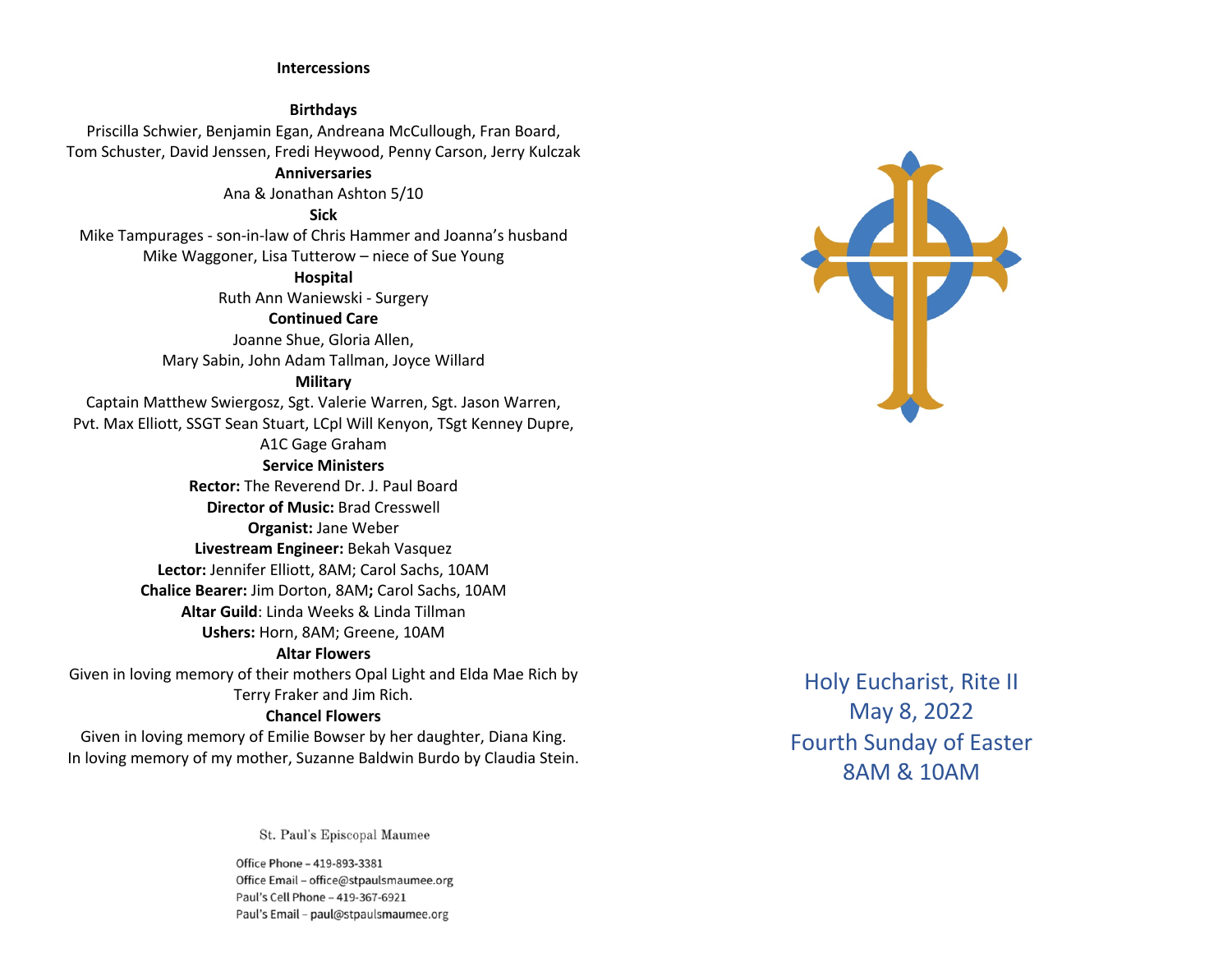## Intercessions

**Birthdays**

Priscilla Schwier, Benjamin Egan, Andreana McCullough, Fran Board, Tom Schuster, David Jenssen, Fredi Heywood, Penny Carson, Jerry Kulczak

**Anniversaries**

Ana & Jonathan Ashton 5/10

**Sick**

Mike Tampurages - son-in-law of Chris Hammer and Joanna's husband
Mike Waggoner, Lisa Tutterow – niece of Sue Young

**Hospital**

Ruth Ann Waniewski - Surgery

**Continued Care**

Joanne Shue, Gloria Allen,
Mary Sabin, John Adam Tallman, Joyce Willard

**Military**

Captain Matthew Swiergosz, Sgt. Valerie Warren, Sgt. Jason Warren, Pvt. Max Elliott, SSGT Sean Stuart, LCpl Will Kenyon, TSgt Kenney Dupre, A1C Gage Graham

**Service Ministers**

**Rector:** The Reverend Dr. J. Paul Board
**Director of Music:** Brad Cresswell
**Organist:** Jane Weber
**Livestream Engineer:** Bekah Vasquez
**Lector:** Jennifer Elliott, 8AM; Carol Sachs, 10AM
**Chalice Bearer:** Jim Dorton, 8AM**;** Carol Sachs, 10AM
**Altar Guild**: Linda Weeks & Linda Tillman
**Ushers:** Horn, 8AM; Greene, 10AM

**Altar Flowers**

Given in loving memory of their mothers Opal Light and Elda Mae Rich by Terry Fraker and Jim Rich.

**Chancel Flowers**

Given in loving memory of Emilie Bowser by her daughter, Diana King.
In loving memory of my mother, Suzanne Baldwin Burdo by Claudia Stein.

St. Paul's Episcopal Maumee

Office Phone – 419-893-3381
Office Email – office@stpaulsmaumee.org
Paul's Cell Phone – 419-367-6921
Paul's Email – paul@stpaulsmaumee.org

# Holy Eucharist, Rite II
# May 8, 2022
# Fourth Sunday of Easter
# 8AM & 10AM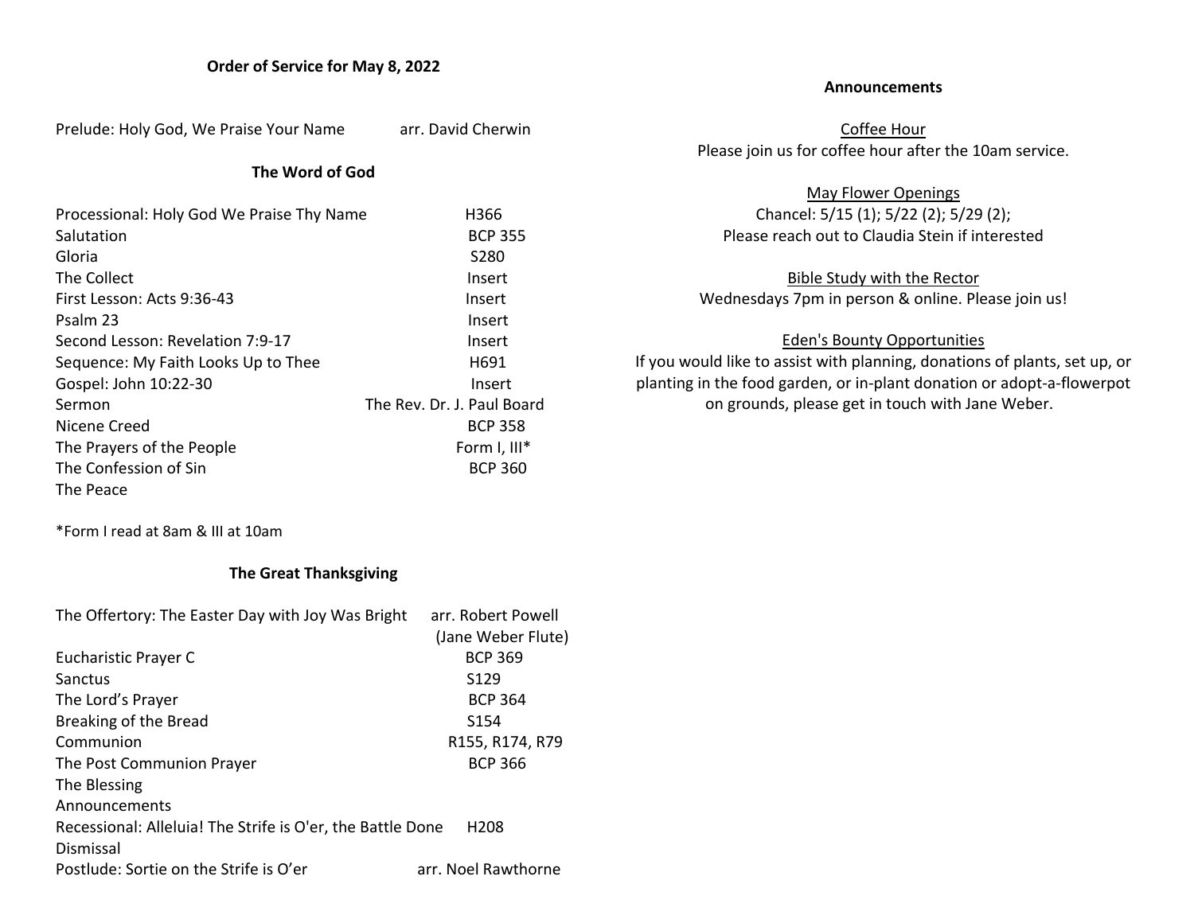## Order of Service for May 8, 2022

| | |
|---|---|
| Prelude: Holy God, We Praise Your Name | arr. David Cherwin |

### The Word of God

| | |
|---|---|
| Processional: Holy God We Praise Thy Name | H366 |
| Salutation | BCP 355 |
| Gloria | S280 |
| The Collect | Insert |
| First Lesson: Acts 9:36-43 | Insert |
| Psalm 23 | Insert |
| Second Lesson: Revelation 7:9-17 | Insert |
| Sequence: My Faith Looks Up to Thee | H691 |
| Gospel: John 10:22-30 | Insert |
| Sermon | The Rev. Dr. J. Paul Board |
| Nicene Creed | BCP 358 |
| The Prayers of the People | Form I, III* |
| The Confession of Sin | BCP 360 |
| The Peace | |

*Form I read at 8am & III at 10am

### The Great Thanksgiving

| | |
|---|---|
| The Offertory: The Easter Day with Joy Was Bright | arr. Robert Powell (Jane Weber Flute) |
| Eucharistic Prayer C | BCP 369 |
| Sanctus | S129 |
| The Lord's Prayer | BCP 364 |
| Breaking of the Bread | S154 |
| Communion | R155, R174, R79 |
| The Post Communion Prayer | BCP 366 |
| The Blessing | |
| Announcements | |
| Recessional: Alleluia! The Strife is O'er, the Battle Done | H208 |
| Dismissal | |
| Postlude: Sortie on the Strife is O'er | arr. Noel Rawthorne |

## Announcements

Coffee Hour

Please join us for coffee hour after the 10am service.

May Flower Openings

Chancel: 5/15 (1); 5/22 (2); 5/29 (2);
Please reach out to Claudia Stein if interested

Bible Study with the Rector

Wednesdays 7pm in person & online. Please join us!

Eden's Bounty Opportunities

If you would like to assist with planning, donations of plants, set up, or planting in the food garden, or in-plant donation or adopt-a-flowerpot on grounds, please get in touch with Jane Weber.